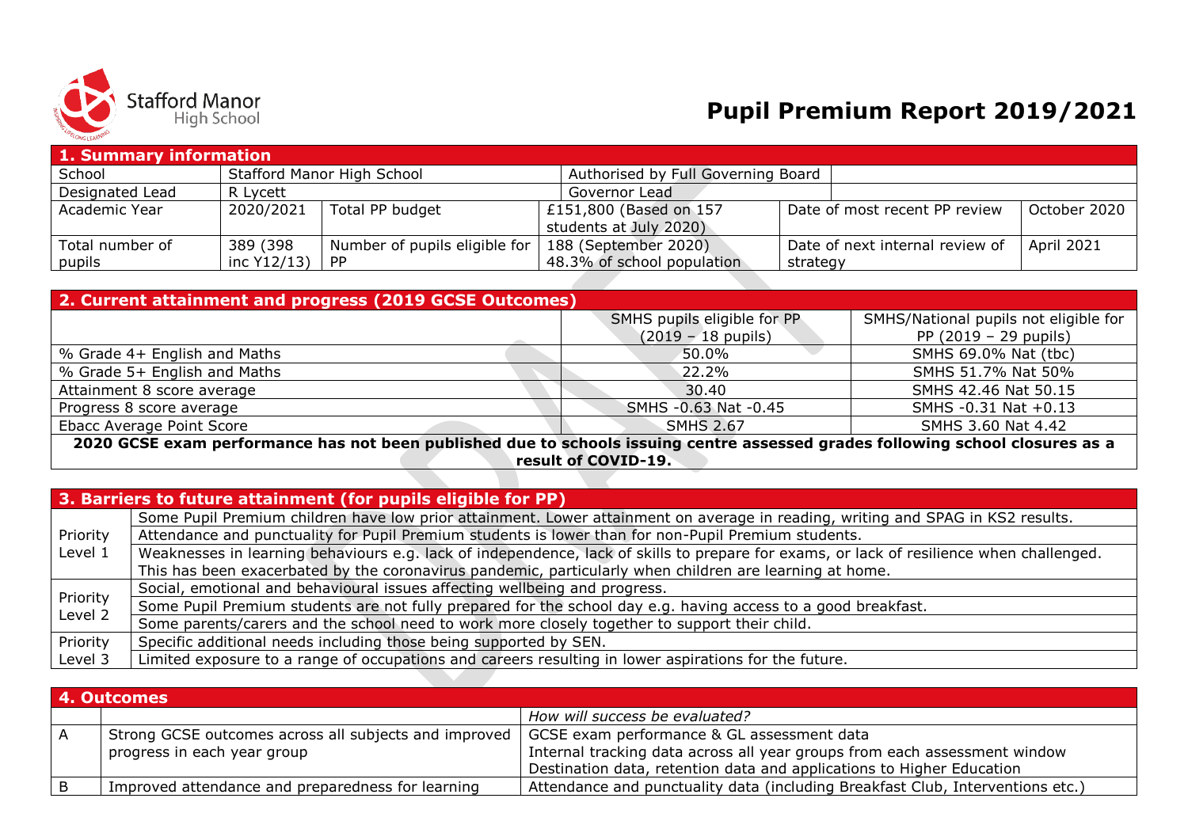Stafford Manor High School

# Pupil Premium Report 2019/2021

| 1. Summary information | | | | | |
|---|---|---|---|---|---|
| School | Stafford Manor High School | | Authorised by Full Governing Board | | |
| Designated Lead | R Lycett | | Governor Lead | | |
| Academic Year | 2020/2021 | Total PP budget | £151,800 (Based on 157 students at July 2020) | Date of most recent PP review | October 2020 |
| Total number of pupils | 389 (398 inc Y12/13) | Number of pupils eligible for PP | 188 (September 2020) 48.3% of school population | Date of next internal review of strategy | April 2021 |

| 2. Current attainment and progress (2019 GCSE Outcomes) | | |
|---|---|---|
| | SMHS pupils eligible for PP (2019 – 18 pupils) | SMHS/National pupils not eligible for PP (2019 – 29 pupils) |
| % Grade 4+ English and Maths | 50.0% | SMHS 69.0% Nat (tbc) |
| % Grade 5+ English and Maths | 22.2% | SMHS 51.7% Nat 50% |
| Attainment 8 score average | 30.40 | SMHS 42.46 Nat 50.15 |
| Progress 8 score average | SMHS -0.63 Nat -0.45 | SMHS -0.31 Nat +0.13 |
| Ebacc Average Point Score | SMHS 2.67 | SMHS 3.60 Nat 4.42 |
| **2020 GCSE exam performance has not been published due to schools issuing centre assessed grades following school closures as a result of COVID-19.** | | |

| 3. Barriers to future attainment (for pupils eligible for PP) | |
|---|---|
| Priority Level 1 | Some Pupil Premium children have low prior attainment. Lower attainment on average in reading, writing and SPAG in KS2 results. |
| | Attendance and punctuality for Pupil Premium students is lower than for non-Pupil Premium students. |
| | Weaknesses in learning behaviours e.g. lack of independence, lack of skills to prepare for exams, or lack of resilience when challenged. This has been exacerbated by the coronavirus pandemic, particularly when children are learning at home. |
| Priority Level 2 | Social, emotional and behavioural issues affecting wellbeing and progress. |
| | Some Pupil Premium students are not fully prepared for the school day e.g. having access to a good breakfast. |
| | Some parents/carers and the school need to work more closely together to support their child. |
| Priority Level 3 | Specific additional needs including those being supported by SEN. |
| | Limited exposure to a range of occupations and careers resulting in lower aspirations for the future. |

| 4. Outcomes | | |
|---|---|---|
| | | *How will success be evaluated?* |
| A | Strong GCSE outcomes across all subjects and improved progress in each year group | GCSE exam performance & GL assessment data<br>Internal tracking data across all year groups from each assessment window<br>Destination data, retention data and applications to Higher Education |
| B | Improved attendance and preparedness for learning | Attendance and punctuality data (including Breakfast Club, Interventions etc.) |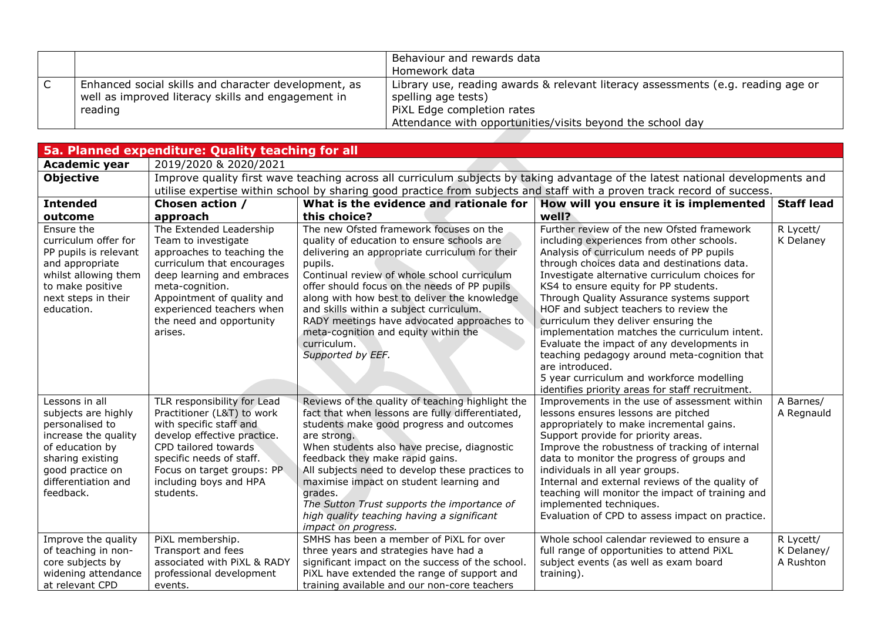| | | |
|---|---|---|
| | | Behaviour and rewards data<br>Homework data |
| C | Enhanced social skills and character development, as well as improved literacy skills and engagement in reading | Library use, reading awards & relevant literacy assessments (e.g. reading age or spelling age tests)<br>PiXL Edge completion rates<br>Attendance with opportunities/visits beyond the school day |

## 5a. Planned expenditure: Quality teaching for all

| **Academic year** | 2019/2020 & 2020/2021 | | | |
|---|---|---|---|---|
| **Objective** | Improve quality first wave teaching across all curriculum subjects by taking advantage of the latest national developments and utilise expertise within school by sharing good practice from subjects and staff with a proven track record of success. | | | |
| **Intended outcome** | **Chosen action / approach** | **What is the evidence and rationale for this choice?** | **How will you ensure it is implemented well?** | **Staff lead** |
| Ensure the curriculum offer for PP pupils is relevant and appropriate whilst allowing them to make positive next steps in their education. | The Extended Leadership Team to investigate approaches to teaching the curriculum that encourages deep learning and embraces meta-cognition.<br>Appointment of quality and experienced teachers when the need and opportunity arises. | The new Ofsted framework focuses on the quality of education to ensure schools are delivering an appropriate curriculum for their pupils.<br>Continual review of whole school curriculum offer should focus on the needs of PP pupils along with how best to deliver the knowledge and skills within a subject curriculum.<br>RADY meetings have advocated approaches to meta-cognition and equity within the curriculum.<br>*Supported by EEF.* | Further review of the new Ofsted framework including experiences from other schools.<br>Analysis of curriculum needs of PP pupils through choices data and destinations data.<br>Investigate alternative curriculum choices for KS4 to ensure equity for PP students.<br>Through Quality Assurance systems support HOF and subject teachers to review the curriculum they deliver ensuring the implementation matches the curriculum intent.<br>Evaluate the impact of any developments in teaching pedagogy around meta-cognition that are introduced.<br>5 year curriculum and workforce modelling identifies priority areas for staff recruitment. | R Lycett/ K Delaney |
| Lessons in all subjects are highly personalised to increase the quality of education by sharing existing good practice on differentiation and feedback. | TLR responsibility for Lead Practitioner (L&T) to work with specific staff and develop effective practice.<br>CPD tailored towards specific needs of staff.<br>Focus on target groups: PP including boys and HPA students. | Reviews of the quality of teaching highlight the fact that when lessons are fully differentiated, students make good progress and outcomes are strong.<br>When students also have precise, diagnostic feedback they make rapid gains.<br>All subjects need to develop these practices to maximise impact on student learning and grades.<br>*The Sutton Trust supports the importance of high quality teaching having a significant impact on progress.* | Improvements in the use of assessment within lessons ensures lessons are pitched appropriately to make incremental gains.<br>Support provide for priority areas.<br>Improve the robustness of tracking of internal data to monitor the progress of groups and individuals in all year groups.<br>Internal and external reviews of the quality of teaching will monitor the impact of training and implemented techniques.<br>Evaluation of CPD to assess impact on practice. | A Barnes/ A Regnauld |
| Improve the quality of teaching in non-core subjects by widening attendance at relevant CPD | PiXL membership.<br>Transport and fees associated with PiXL & RADY professional development events. | SMHS has been a member of PiXL for over three years and strategies have had a significant impact on the success of the school.<br>PiXL have extended the range of support and training available and our non-core teachers | Whole school calendar reviewed to ensure a full range of opportunities to attend PiXL subject events (as well as exam board training). | R Lycett/ K Delaney/ A Rushton |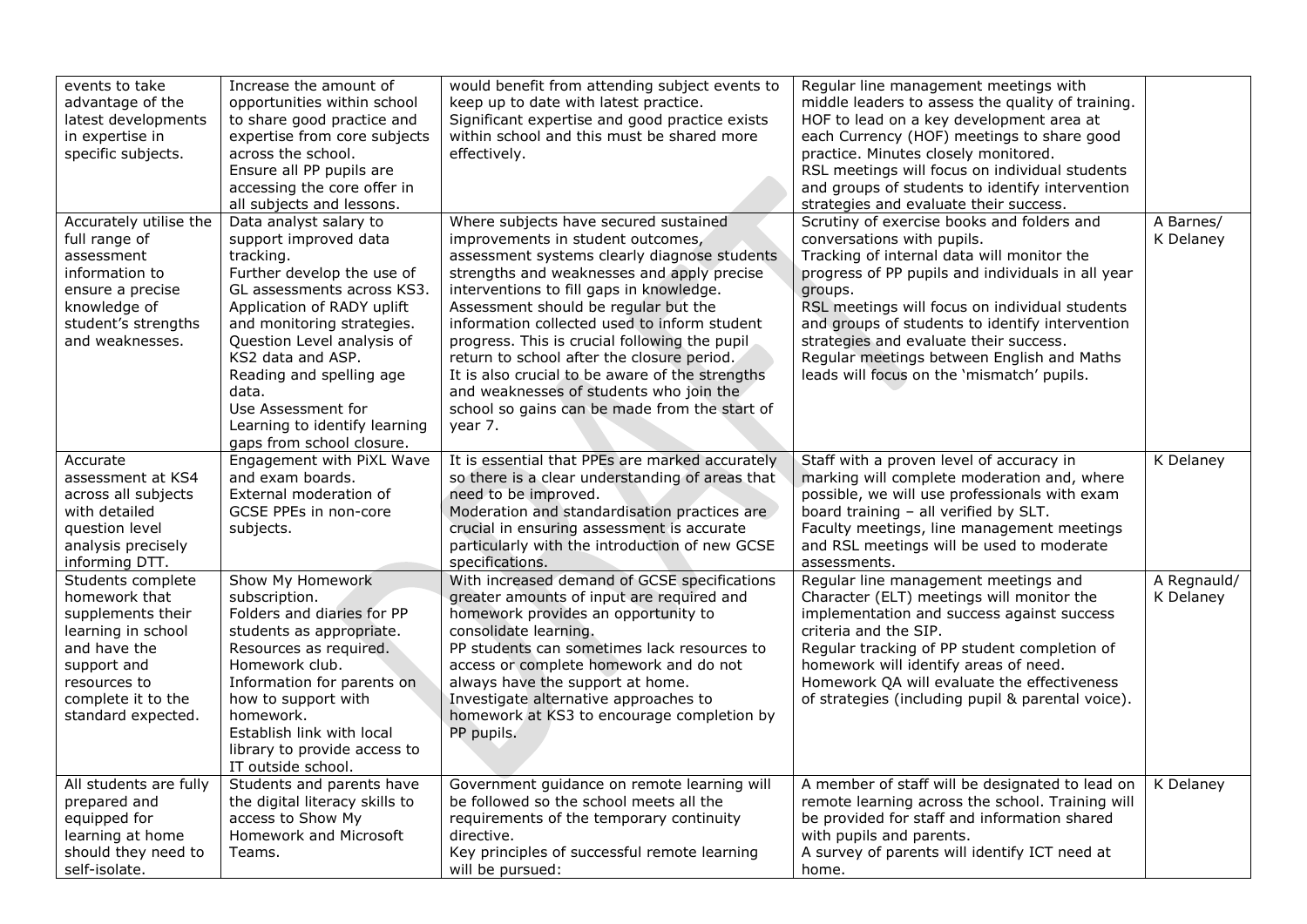| | | | | |
|---|---|---|---|---|
| events to take advantage of the latest developments in expertise in specific subjects. | Increase the amount of opportunities within school to share good practice and expertise from core subjects across the school.<br>Ensure all PP pupils are accessing the core offer in all subjects and lessons. | would benefit from attending subject events to keep up to date with latest practice.<br>Significant expertise and good practice exists within school and this must be shared more effectively. | Regular line management meetings with middle leaders to assess the quality of training.<br>HOF to lead on a key development area at each Currency (HOF) meetings to share good practice. Minutes closely monitored.<br>RSL meetings will focus on individual students and groups of students to identify intervention strategies and evaluate their success. | |
| Accurately utilise the full range of assessment information to ensure a precise knowledge of student's strengths and weaknesses. | Data analyst salary to support improved data tracking.<br>Further develop the use of GL assessments across KS3.<br>Application of RADY uplift and monitoring strategies.<br>Question Level analysis of KS2 data and ASP.<br>Reading and spelling age data.<br>Use Assessment for Learning to identify learning gaps from school closure. | Where subjects have secured sustained improvements in student outcomes, assessment systems clearly diagnose students strengths and weaknesses and apply precise interventions to fill gaps in knowledge.<br>Assessment should be regular but the information collected used to inform student progress. This is crucial following the pupil return to school after the closure period.<br>It is also crucial to be aware of the strengths and weaknesses of students who join the school so gains can be made from the start of year 7. | Scrutiny of exercise books and folders and conversations with pupils.<br>Tracking of internal data will monitor the progress of PP pupils and individuals in all year groups.<br>RSL meetings will focus on individual students and groups of students to identify intervention strategies and evaluate their success.<br>Regular meetings between English and Maths leads will focus on the 'mismatch' pupils. | A Barnes/ K Delaney |
| Accurate assessment at KS4 across all subjects with detailed question level analysis precisely informing DTT. | Engagement with PiXL Wave and exam boards.<br>External moderation of GCSE PPEs in non-core subjects. | It is essential that PPEs are marked accurately so there is a clear understanding of areas that need to be improved.<br>Moderation and standardisation practices are crucial in ensuring assessment is accurate particularly with the introduction of new GCSE specifications. | Staff with a proven level of accuracy in marking will complete moderation and, where possible, we will use professionals with exam board training – all verified by SLT.<br>Faculty meetings, line management meetings and RSL meetings will be used to moderate assessments. | K Delaney |
| Students complete homework that supplements their learning in school and have the support and resources to complete it to the standard expected. | Show My Homework subscription.<br>Folders and diaries for PP students as appropriate.<br>Resources as required.<br>Homework club.<br>Information for parents on how to support with homework.<br>Establish link with local library to provide access to IT outside school. | With increased demand of GCSE specifications greater amounts of input are required and homework provides an opportunity to consolidate learning.<br>PP students can sometimes lack resources to access or complete homework and do not always have the support at home.<br>Investigate alternative approaches to homework at KS3 to encourage completion by PP pupils. | Regular line management meetings and Character (ELT) meetings will monitor the implementation and success against success criteria and the SIP.<br>Regular tracking of PP student completion of homework will identify areas of need.<br>Homework QA will evaluate the effectiveness of strategies (including pupil & parental voice). | A Regnauld/ K Delaney |
| All students are fully prepared and equipped for learning at home should they need to self-isolate. | Students and parents have the digital literacy skills to access to Show My Homework and Microsoft Teams. | Government guidance on remote learning will be followed so the school meets all the requirements of the temporary continuity directive.<br>Key principles of successful remote learning will be pursued: | A member of staff will be designated to lead on remote learning across the school. Training will be provided for staff and information shared with pupils and parents.<br>A survey of parents will identify ICT need at home. | K Delaney |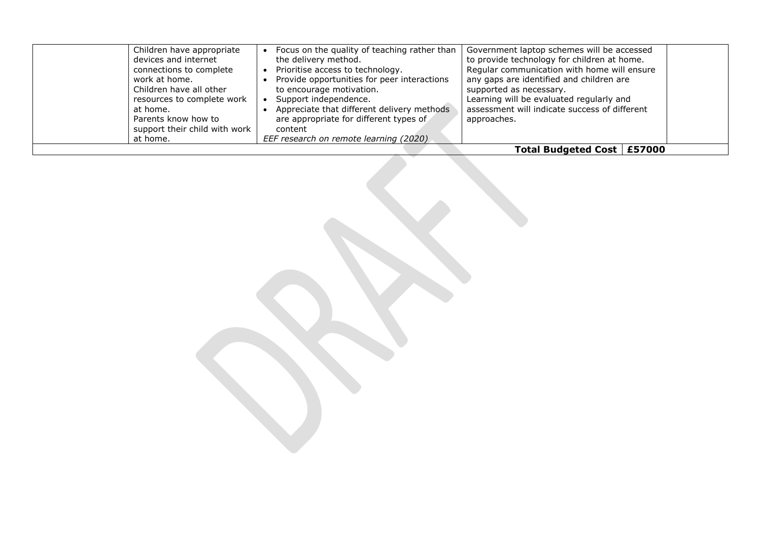| | | | | |
|---|---|---|---|---|
| | Children have appropriate devices and internet connections to complete work at home.<br>Children have all other resources to complete work at home.<br>Parents know how to support their child with work at home. | • Focus on the quality of teaching rather than the delivery method.<br>• Prioritise access to technology.<br>• Provide opportunities for peer interactions to encourage motivation.<br>• Support independence.<br>• Appreciate that different delivery methods are appropriate for different types of content<br>*EEF research on remote learning (2020)* | Government laptop schemes will be accessed to provide technology for children at home.<br>Regular communication with home will ensure any gaps are identified and children are supported as necessary.<br>Learning will be evaluated regularly and assessment will indicate success of different approaches. | |
| | | | **Total Budgeted Cost** | **£57000** |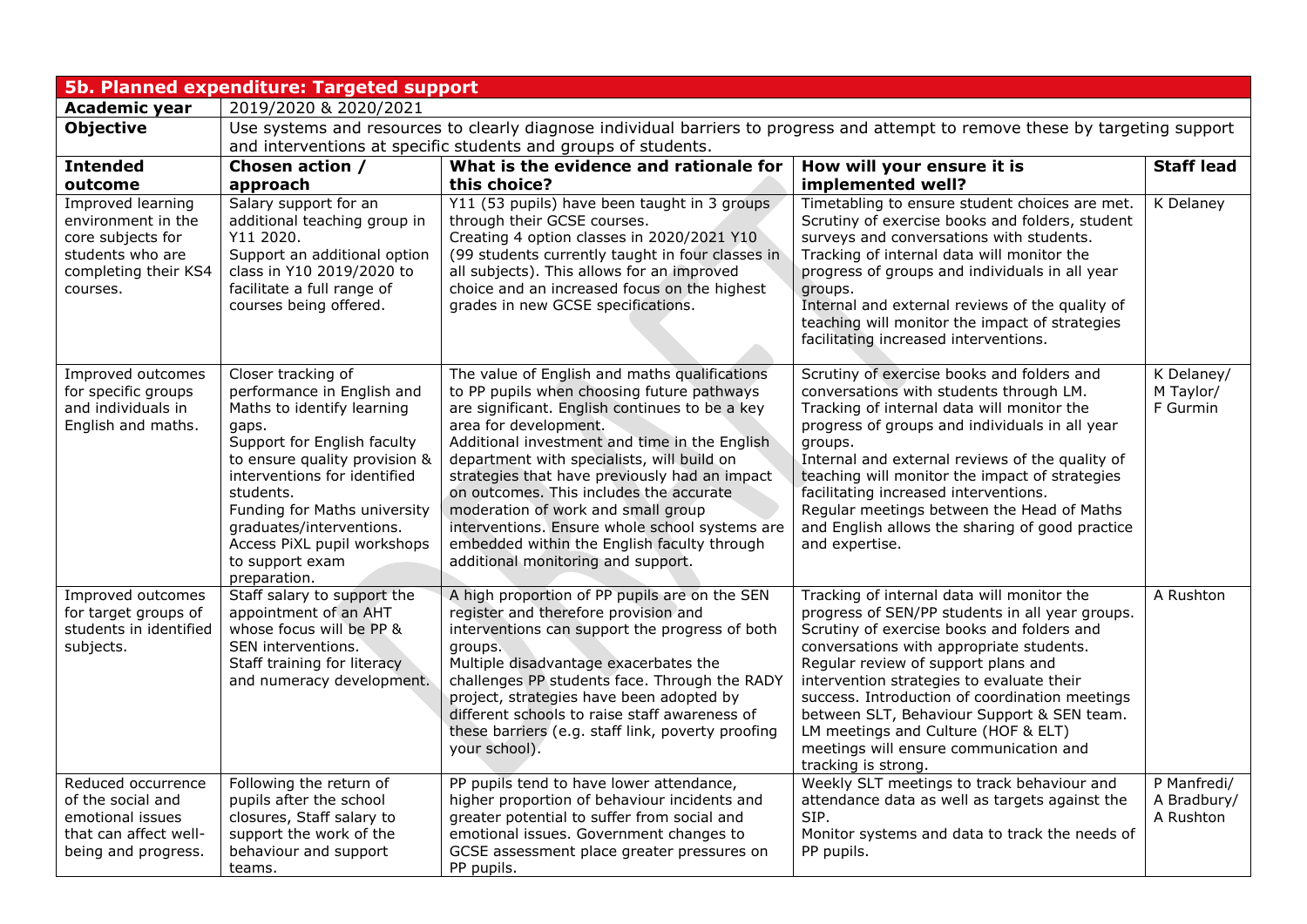| 5b. Planned expenditure: Targeted support | | | | |
|---|---|---|---|---|
| **Academic year** | 2019/2020 & 2020/2021 | | | |
| **Objective** | Use systems and resources to clearly diagnose individual barriers to progress and attempt to remove these by targeting support and interventions at specific students and groups of students. | | | |
| **Intended outcome** | **Chosen action / approach** | **What is the evidence and rationale for this choice?** | **How will your ensure it is implemented well?** | **Staff lead** |
| Improved learning environment in the core subjects for students who are completing their KS4 courses. | Salary support for an additional teaching group in Y11 2020. Support an additional option class in Y10 2019/2020 to facilitate a full range of courses being offered. | Y11 (53 pupils) have been taught in 3 groups through their GCSE courses. Creating 4 option classes in 2020/2021 Y10 (99 students currently taught in four classes in all subjects). This allows for an improved choice and an increased focus on the highest grades in new GCSE specifications. | Timetabling to ensure student choices are met. Scrutiny of exercise books and folders, student surveys and conversations with students. Tracking of internal data will monitor the progress of groups and individuals in all year groups. Internal and external reviews of the quality of teaching will monitor the impact of strategies facilitating increased interventions. | K Delaney |
| Improved outcomes for specific groups and individuals in English and maths. | Closer tracking of performance in English and Maths to identify learning gaps. Support for English faculty to ensure quality provision & interventions for identified students. Funding for Maths university graduates/interventions. Access PiXL pupil workshops to support exam preparation. | The value of English and maths qualifications to PP pupils when choosing future pathways are significant. English continues to be a key area for development. Additional investment and time in the English department with specialists, will build on strategies that have previously had an impact on outcomes. This includes the accurate moderation of work and small group interventions. Ensure whole school systems are embedded within the English faculty through additional monitoring and support. | Scrutiny of exercise books and folders and conversations with students through LM. Tracking of internal data will monitor the progress of groups and individuals in all year groups. Internal and external reviews of the quality of teaching will monitor the impact of strategies facilitating increased interventions. Regular meetings between the Head of Maths and English allows the sharing of good practice and expertise. | K Delaney/ M Taylor/ F Gurmin |
| Improved outcomes for target groups of students in identified subjects. | Staff salary to support the appointment of an AHT whose focus will be PP & SEN interventions. Staff training for literacy and numeracy development. | A high proportion of PP pupils are on the SEN register and therefore provision and interventions can support the progress of both groups. Multiple disadvantage exacerbates the challenges PP students face. Through the RADY project, strategies have been adopted by different schools to raise staff awareness of these barriers (e.g. staff link, poverty proofing your school). | Tracking of internal data will monitor the progress of SEN/PP students in all year groups. Scrutiny of exercise books and folders and conversations with appropriate students. Regular review of support plans and intervention strategies to evaluate their success. Introduction of coordination meetings between SLT, Behaviour Support & SEN team. LM meetings and Culture (HOF & ELT) meetings will ensure communication and tracking is strong. | A Rushton |
| Reduced occurrence of the social and emotional issues that can affect well-being and progress. | Following the return of pupils after the school closures, Staff salary to support the work of the behaviour and support teams. | PP pupils tend to have lower attendance, higher proportion of behaviour incidents and greater potential to suffer from social and emotional issues. Government changes to GCSE assessment place greater pressures on PP pupils. | Weekly SLT meetings to track behaviour and attendance data as well as targets against the SIP. Monitor systems and data to track the needs of PP pupils. | P Manfredi/ A Bradbury/ A Rushton |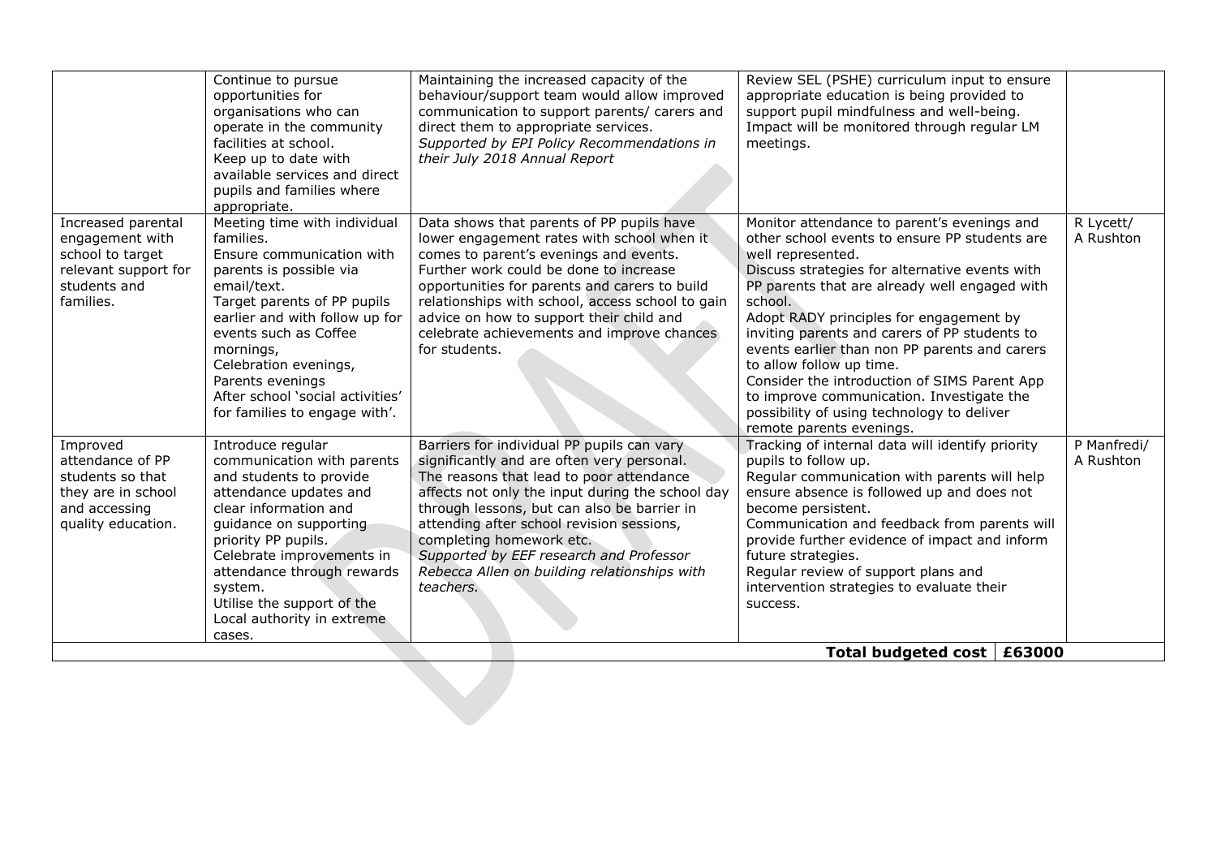|  |  |  |  |  |
|---|---|---|---|---|
|  | Continue to pursue opportunities for organisations who can operate in the community facilities at school.<br>Keep up to date with available services and direct pupils and families where appropriate. | Maintaining the increased capacity of the behaviour/support team would allow improved communication to support parents/ carers and direct them to appropriate services.<br>*Supported by EPI Policy Recommendations in their July 2018 Annual Report* | Review SEL (PSHE) curriculum input to ensure appropriate education is being provided to support pupil mindfulness and well-being.<br>Impact will be monitored through regular LM meetings. |  |
| Increased parental engagement with school to target relevant support for students and families. | Meeting time with individual families.<br>Ensure communication with parents is possible via email/text.<br>Target parents of PP pupils earlier and with follow up for events such as Coffee mornings,<br>Celebration evenings,<br>Parents evenings<br>After school 'social activities' for families to engage with'. | Data shows that parents of PP pupils have lower engagement rates with school when it comes to parent's evenings and events.<br>Further work could be done to increase opportunities for parents and carers to build relationships with school, access school to gain advice on how to support their child and celebrate achievements and improve chances for students. | Monitor attendance to parent's evenings and other school events to ensure PP students are well represented.<br>Discuss strategies for alternative events with PP parents that are already well engaged with school.<br>Adopt RADY principles for engagement by inviting parents and carers of PP students to events earlier than non PP parents and carers to allow follow up time.<br>Consider the introduction of SIMS Parent App to improve communication. Investigate the possibility of using technology to deliver remote parents evenings. | R Lycett/ A Rushton |
| Improved attendance of PP students so that they are in school and accessing quality education. | Introduce regular communication with parents and students to provide attendance updates and clear information and guidance on supporting priority PP pupils.<br>Celebrate improvements in attendance through rewards system.<br>Utilise the support of the Local authority in extreme cases. | Barriers for individual PP pupils can vary significantly and are often very personal.<br>The reasons that lead to poor attendance affects not only the input during the school day through lessons, but can also be barrier in attending after school revision sessions, completing homework etc.<br>*Supported by EEF research and Professor Rebecca Allen on building relationships with teachers.* | Tracking of internal data will identify priority pupils to follow up.<br>Regular communication with parents will help ensure absence is followed up and does not become persistent.<br>Communication and feedback from parents will provide further evidence of impact and inform future strategies.<br>Regular review of support plans and intervention strategies to evaluate their success. | P Manfredi/ A Rushton |
|  |  |  | **Total budgeted cost** | **£63000** |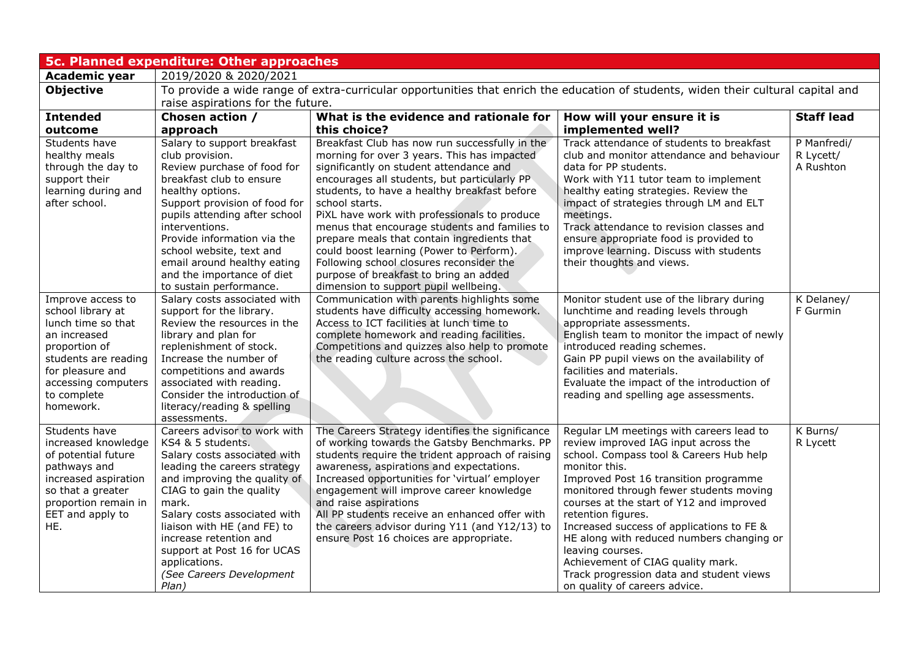## 5c. Planned expenditure: Other approaches

| **Academic year** | 2019/2020 & 2020/2021 | | | |
|---|---|---|---|---|
| **Objective** | To provide a wide range of extra-curricular opportunities that enrich the education of students, widen their cultural capital and raise aspirations for the future. | | | |
| **Intended outcome** | **Chosen action / approach** | **What is the evidence and rationale for this choice?** | **How will your ensure it is implemented well?** | **Staff lead** |
| Students have healthy meals through the day to support their learning during and after school. | Salary to support breakfast club provision.<br>Review purchase of food for breakfast club to ensure healthy options.<br>Support provision of food for pupils attending after school interventions.<br>Provide information via the school website, text and email around healthy eating and the importance of diet to sustain performance. | Breakfast Club has now run successfully in the morning for over 3 years. This has impacted significantly on student attendance and encourages all students, but particularly PP students, to have a healthy breakfast before school starts.<br>PiXL have work with professionals to produce menus that encourage students and families to prepare meals that contain ingredients that could boost learning (Power to Perform).<br>Following school closures reconsider the purpose of breakfast to bring an added dimension to support pupil wellbeing. | Track attendance of students to breakfast club and monitor attendance and behaviour data for PP students.<br>Work with Y11 tutor team to implement healthy eating strategies. Review the impact of strategies through LM and ELT meetings.<br>Track attendance to revision classes and ensure appropriate food is provided to improve learning. Discuss with students their thoughts and views. | P Manfredi/ R Lycett/ A Rushton |
| Improve access to school library at lunch time so that an increased proportion of students are reading for pleasure and accessing computers to complete homework. | Salary costs associated with support for the library.<br>Review the resources in the library and plan for replenishment of stock.<br>Increase the number of competitions and awards associated with reading.<br>Consider the introduction of literacy/reading & spelling assessments. | Communication with parents highlights some students have difficulty accessing homework. Access to ICT facilities at lunch time to complete homework and reading facilities. Competitions and quizzes also help to promote the reading culture across the school. | Monitor student use of the library during lunchtime and reading levels through appropriate assessments.<br>English team to monitor the impact of newly introduced reading schemes.<br>Gain PP pupil views on the availability of facilities and materials.<br>Evaluate the impact of the introduction of reading and spelling age assessments. | K Delaney/ F Gurmin |
| Students have increased knowledge of potential future pathways and increased aspiration so that a greater proportion remain in EET and apply to HE. | Careers advisor to work with KS4 & 5 students.<br>Salary costs associated with leading the careers strategy and improving the quality of CIAG to gain the quality mark.<br>Salary costs associated with liaison with HE (and FE) to increase retention and support at Post 16 for UCAS applications.<br>*(See Careers Development Plan)* | The Careers Strategy identifies the significance of working towards the Gatsby Benchmarks. PP students require the trident approach of raising awareness, aspirations and expectations.<br>Increased opportunities for 'virtual' employer engagement will improve career knowledge and raise aspirations<br>All PP students receive an enhanced offer with the careers advisor during Y11 (and Y12/13) to ensure Post 16 choices are appropriate. | Regular LM meetings with careers lead to review improved IAG input across the school. Compass tool & Careers Hub help monitor this.<br>Improved Post 16 transition programme monitored through fewer students moving courses at the start of Y12 and improved retention figures.<br>Increased success of applications to FE & HE along with reduced numbers changing or leaving courses.<br>Achievement of CIAG quality mark.<br>Track progression data and student views on quality of careers advice. | K Burns/ R Lycett |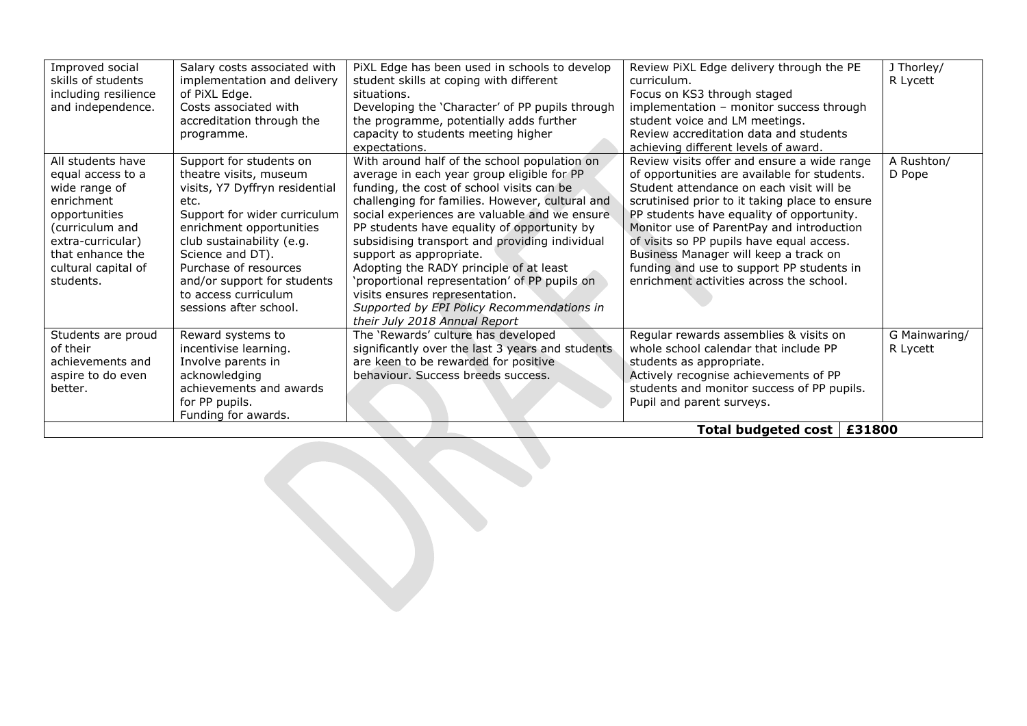| | | | | |
|---|---|---|---|---|
| Improved social skills of students including resilience and independence. | Salary costs associated with implementation and delivery of PiXL Edge.<br>Costs associated with accreditation through the programme. | PiXL Edge has been used in schools to develop student skills at coping with different situations.<br>Developing the 'Character' of PP pupils through the programme, potentially adds further capacity to students meeting higher expectations. | Review PiXL Edge delivery through the PE curriculum.<br>Focus on KS3 through staged implementation – monitor success through student voice and LM meetings.<br>Review accreditation data and students achieving different levels of award. | J Thorley/ R Lycett |
| All students have equal access to a wide range of enrichment opportunities (curriculum and extra-curricular) that enhance the cultural capital of students. | Support for students on theatre visits, museum visits, Y7 Dyffryn residential etc.<br>Support for wider curriculum enrichment opportunities club sustainability (e.g. Science and DT).<br>Purchase of resources and/or support for students to access curriculum sessions after school. | With around half of the school population on average in each year group eligible for PP funding, the cost of school visits can be challenging for families. However, cultural and social experiences are valuable and we ensure PP students have equality of opportunity by subsidising transport and providing individual support as appropriate.<br>Adopting the RADY principle of at least 'proportional representation' of PP pupils on visits ensures representation.<br>*Supported by EPI Policy Recommendations in their July 2018 Annual Report* | Review visits offer and ensure a wide range of opportunities are available for students. Student attendance on each visit will be scrutinised prior to it taking place to ensure PP students have equality of opportunity. Monitor use of ParentPay and introduction of visits so PP pupils have equal access. Business Manager will keep a track on funding and use to support PP students in enrichment activities across the school. | A Rushton/ D Pope |
| Students are proud of their achievements and aspire to do even better. | Reward systems to incentivise learning.<br>Involve parents in acknowledging achievements and awards for PP pupils.<br>Funding for awards. | The 'Rewards' culture has developed significantly over the last 3 years and students are keen to be rewarded for positive behaviour. Success breeds success. | Regular rewards assemblies & visits on whole school calendar that include PP students as appropriate.<br>Actively recognise achievements of PP students and monitor success of PP pupils.<br>Pupil and parent surveys. | G Mainwaring/ R Lycett |
| | | | **Total budgeted cost** | **£31800** |